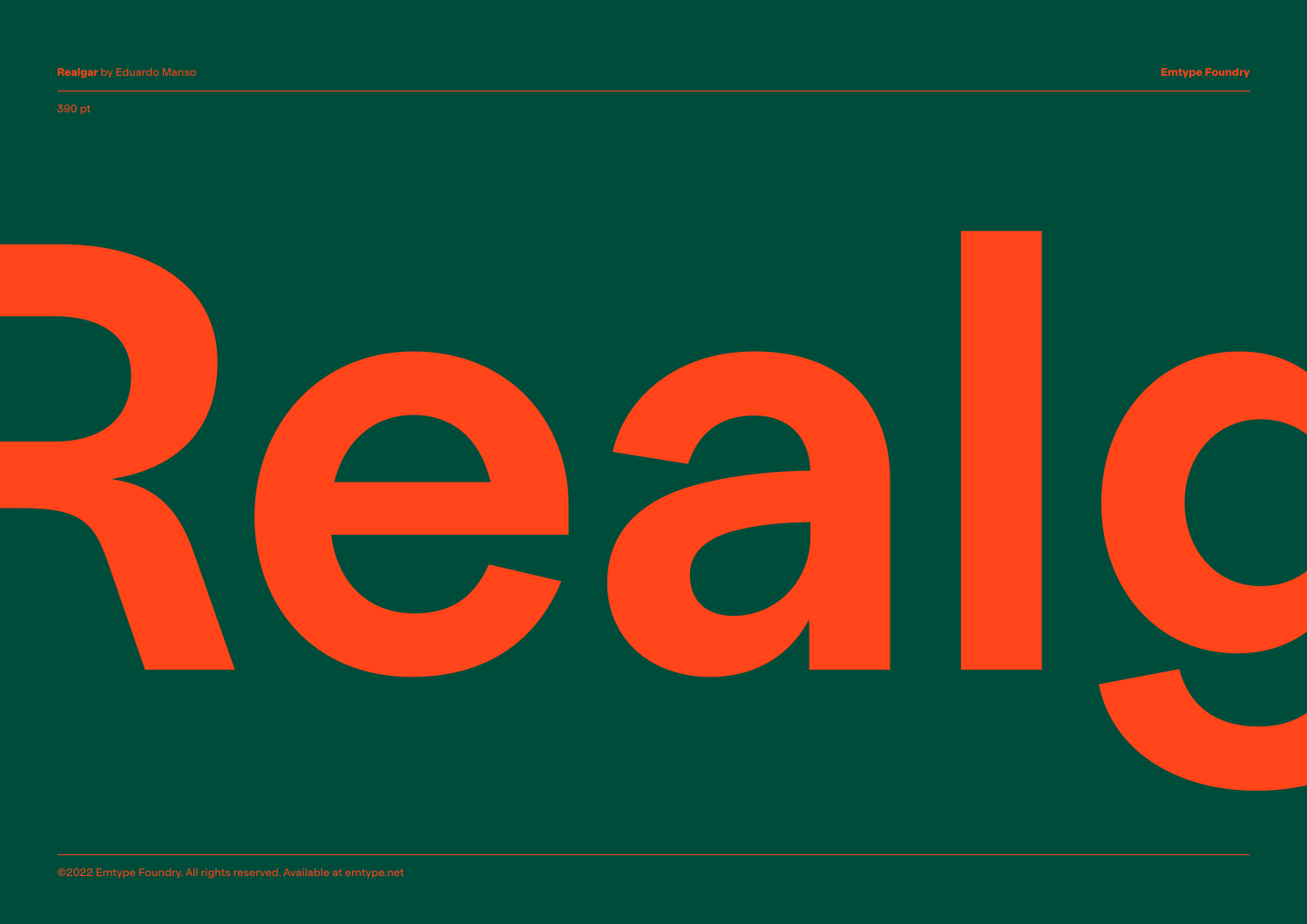**Realgar** by Eduardo Manso

**Emtype Foundry**

390 pt

# Realg

©2022 Emtype Foundry. All rights reserved. Available at emtype.net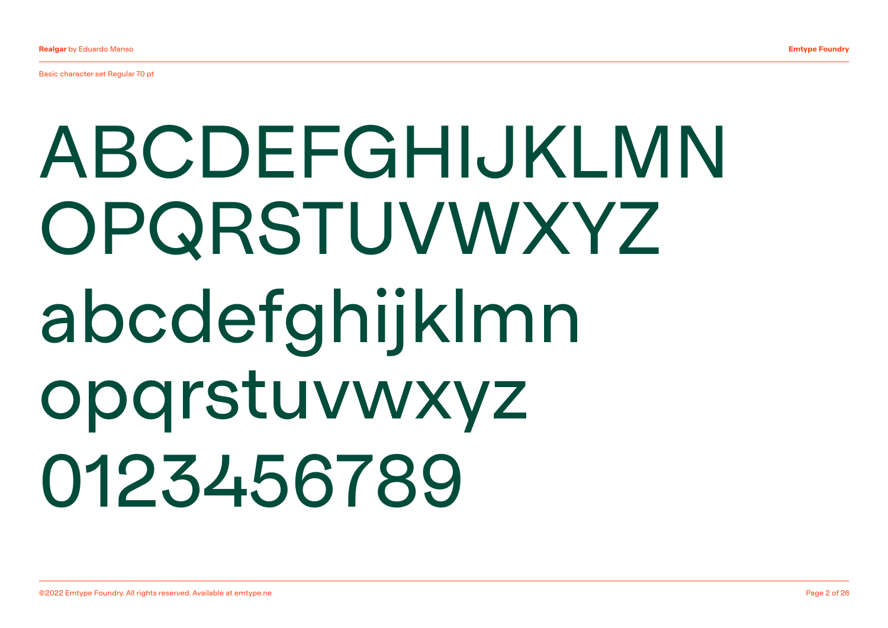Basic character set Regular 70 pt

ABCDEFGHIJKLMN
OPQRSTUVWXYZ
abcdefghijklmn
opqrstuvwxyz
0123456789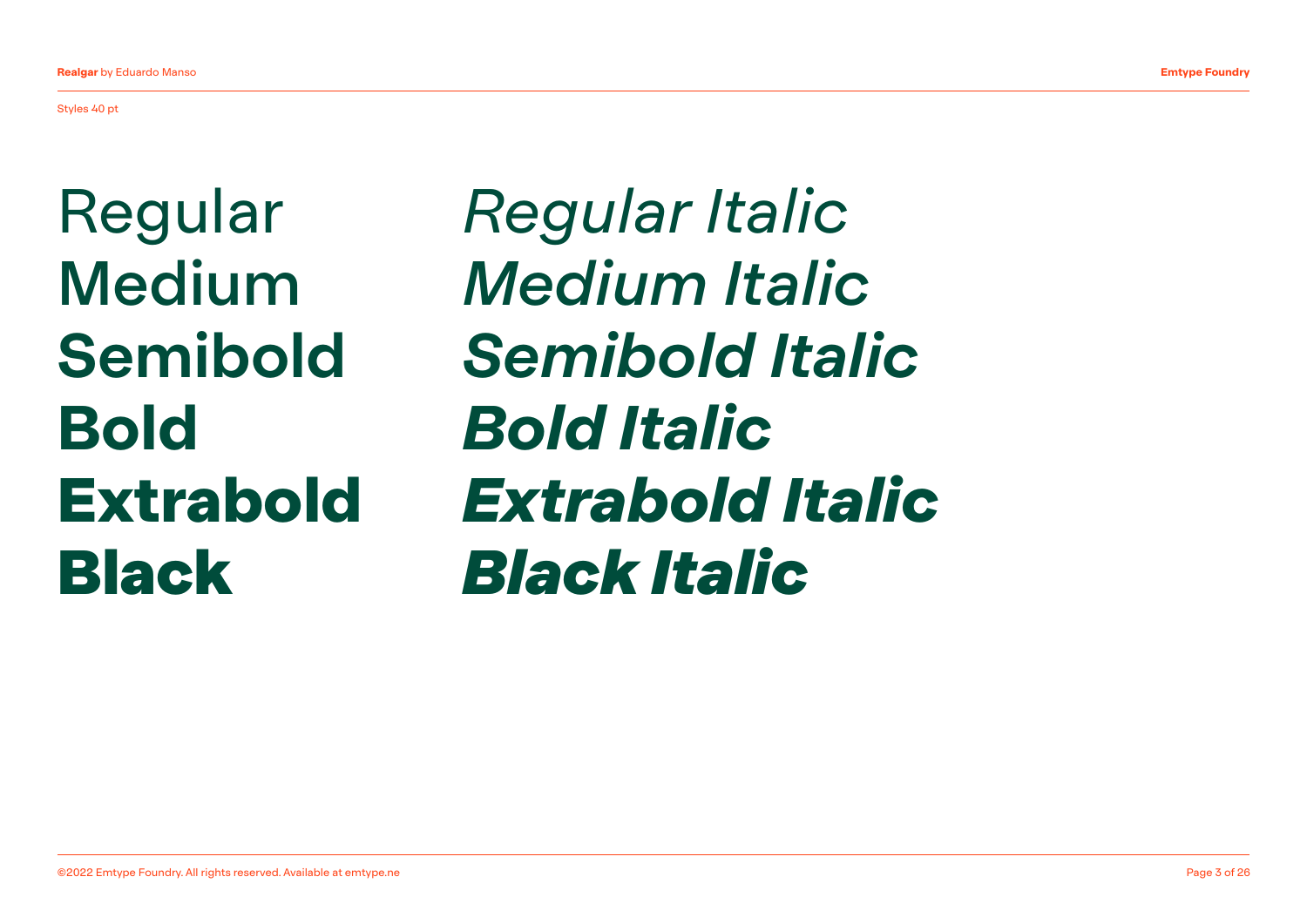Styles 40 pt

Regular
Medium
**Semibold**
**Bold**
**Extrabold**
**Black**

*Regular Italic*
*Medium Italic*
***Semibold Italic***
***Bold Italic***
***Extrabold Italic***
***Black Italic***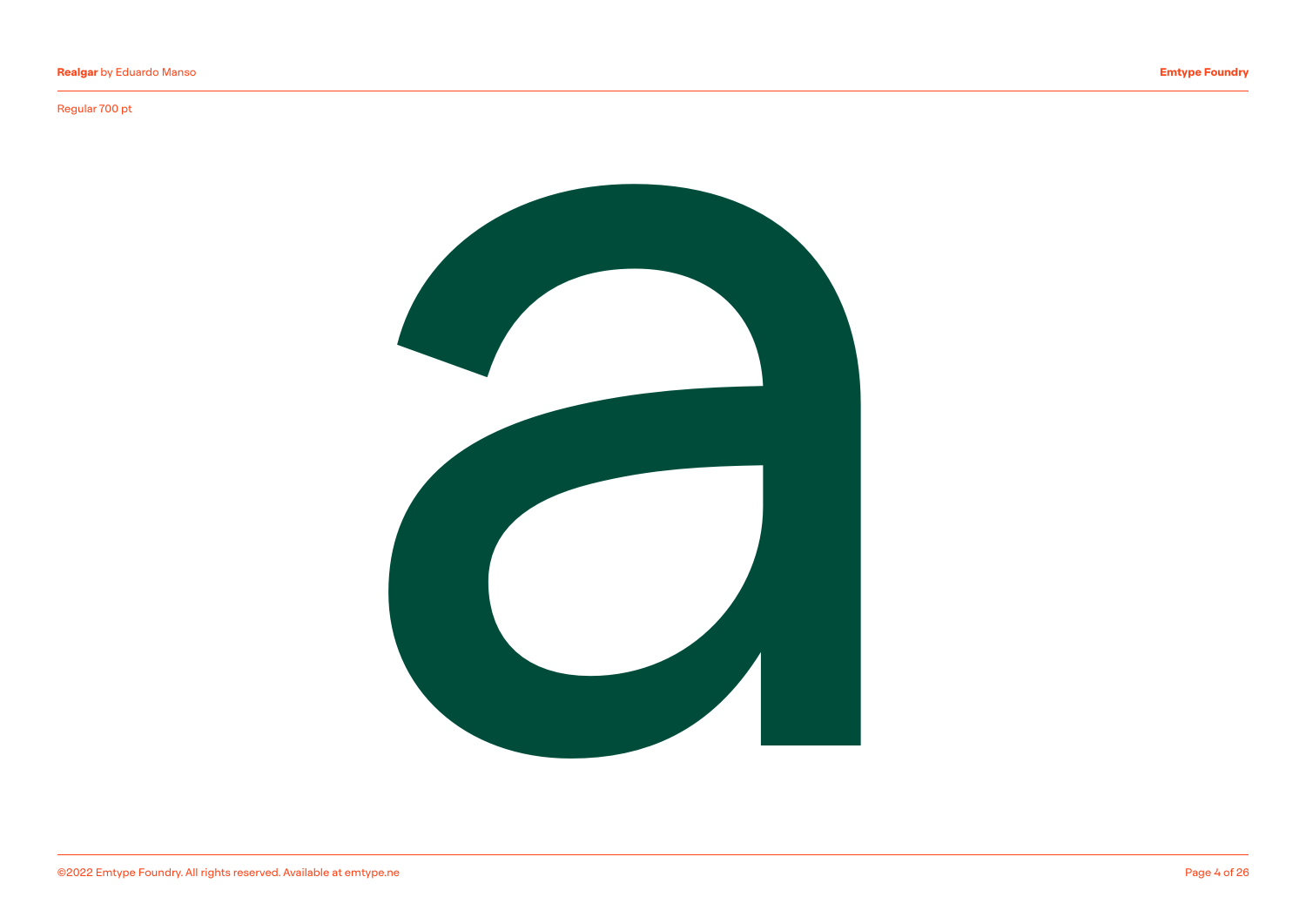Regular 700 pt

a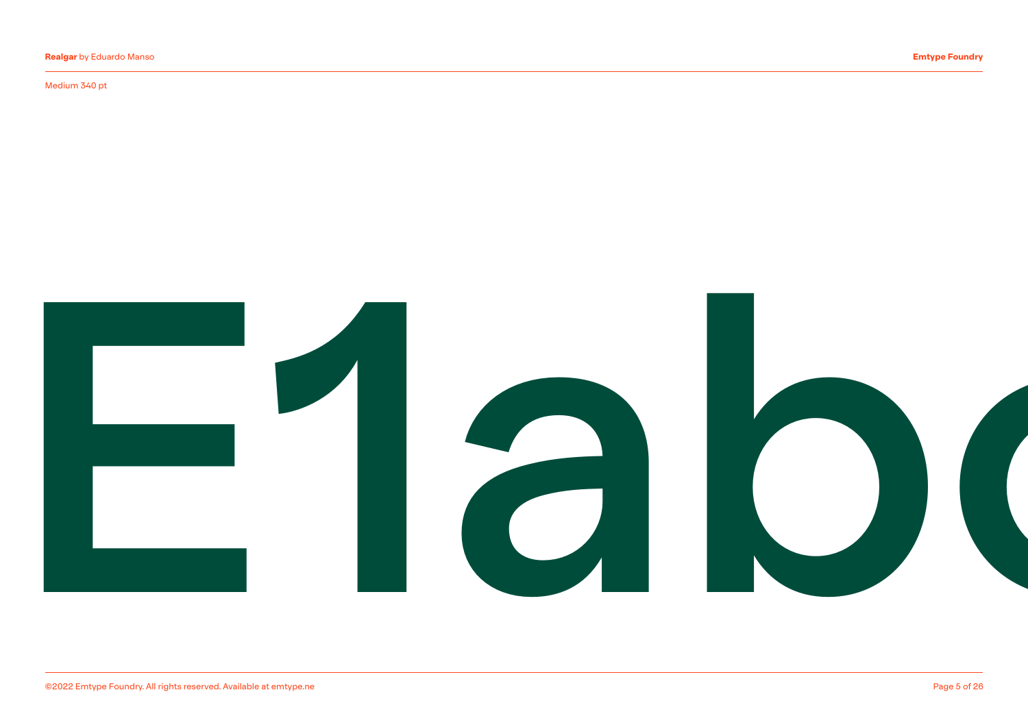Medium 340 pt

# E1abc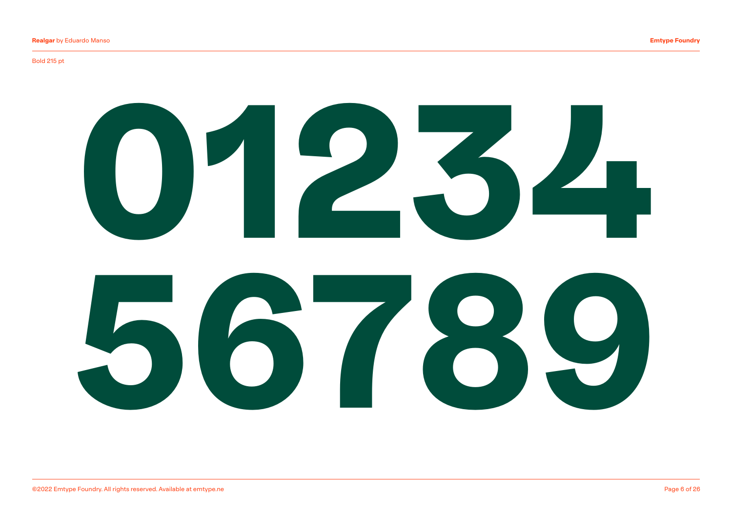Bold 215 pt

# 01234
# 56789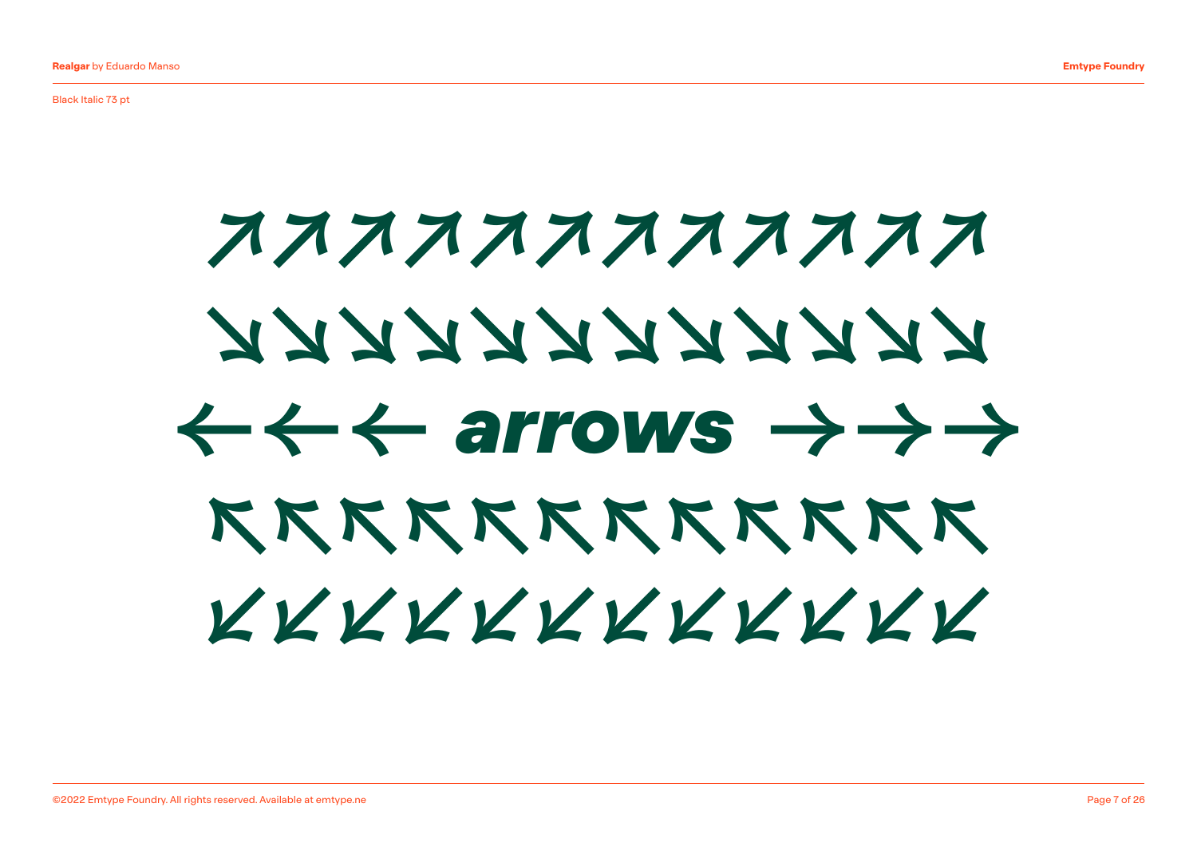Black Italic 73 pt

↗↗↗↗↗↗↗↗↗↗↗↗

↘↘↘↘↘↘↘↘↘↘↘↘

←←← *arrows* →→→

↖↖↖↖↖↖↖↖↖↖↖↖

↙↙↙↙↙↙↙↙↙↙↙↙

©2022 Emtype Foundry. All rights reserved. Available at emtype.ne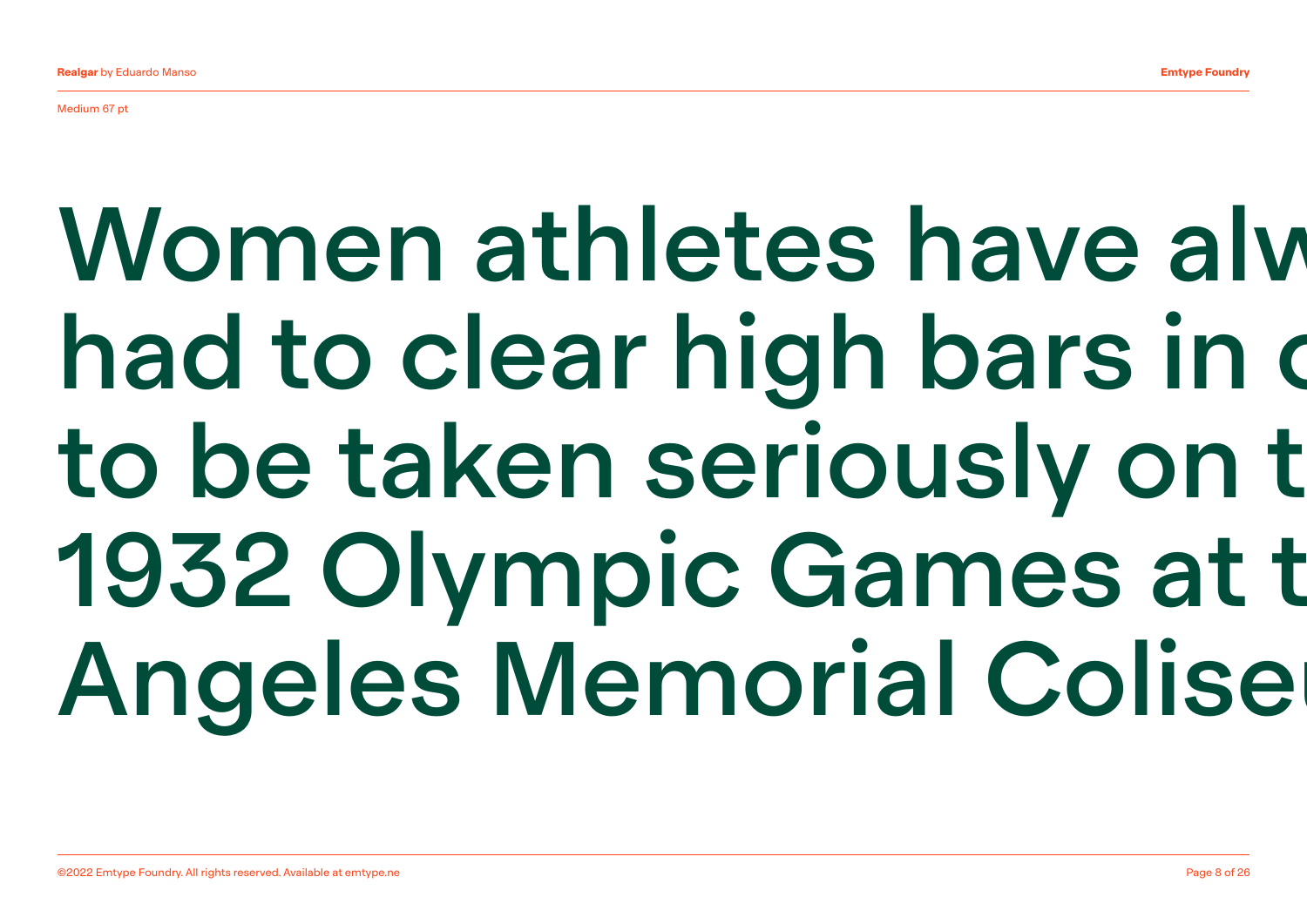Medium 67 pt

Women athletes have alw
had to clear high bars in c
to be taken seriously on t
1932 Olympic Games at t
Angeles Memorial Colise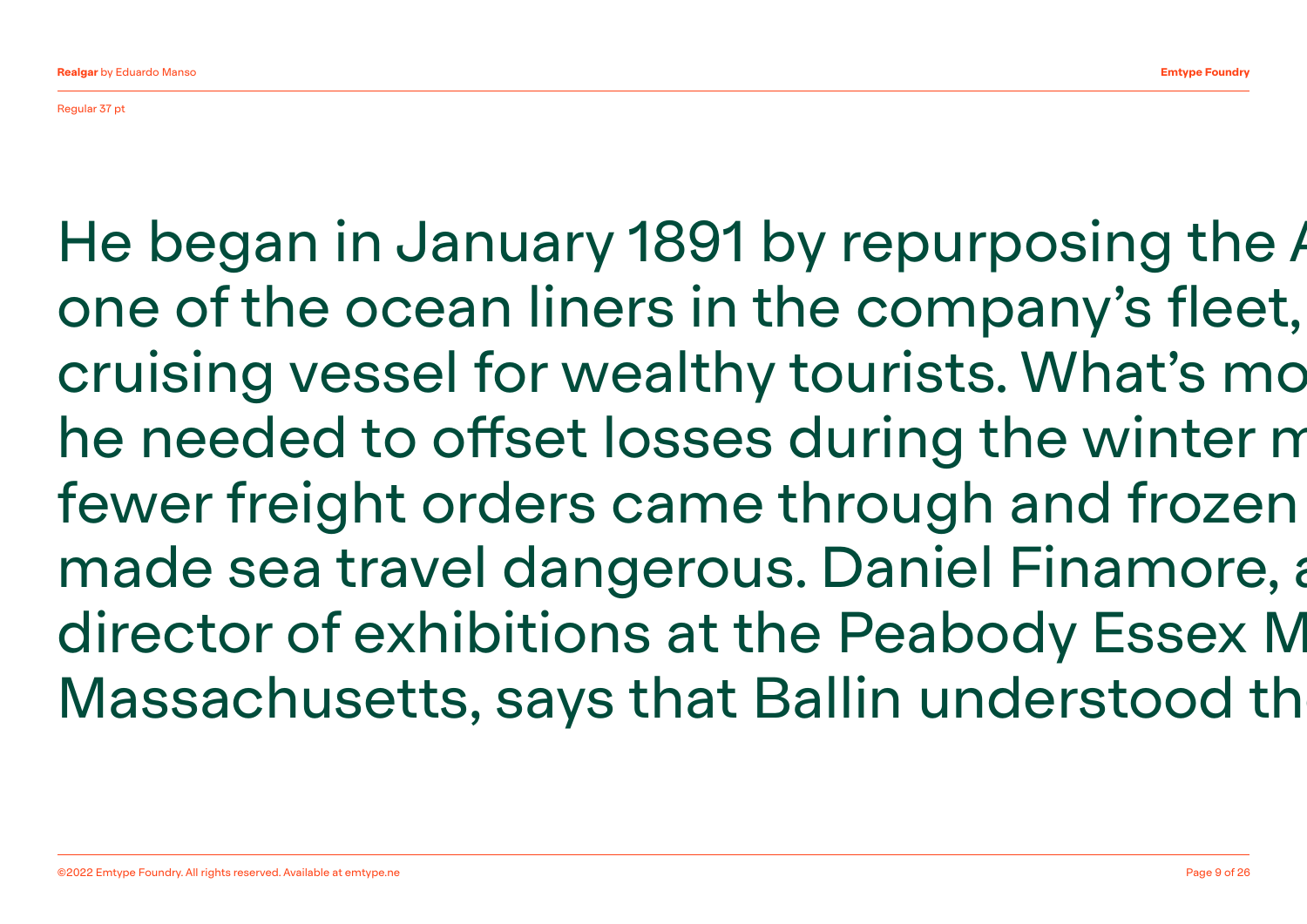Regular 37 pt

He began in January 1891 by repurposing the A
one of the ocean liners in the company's fleet,
cruising vessel for wealthy tourists. What's mo
he needed to offset losses during the winter m
fewer freight orders came through and frozen
made sea travel dangerous. Daniel Finamore, a
director of exhibitions at the Peabody Essex M
Massachusetts, says that Ballin understood th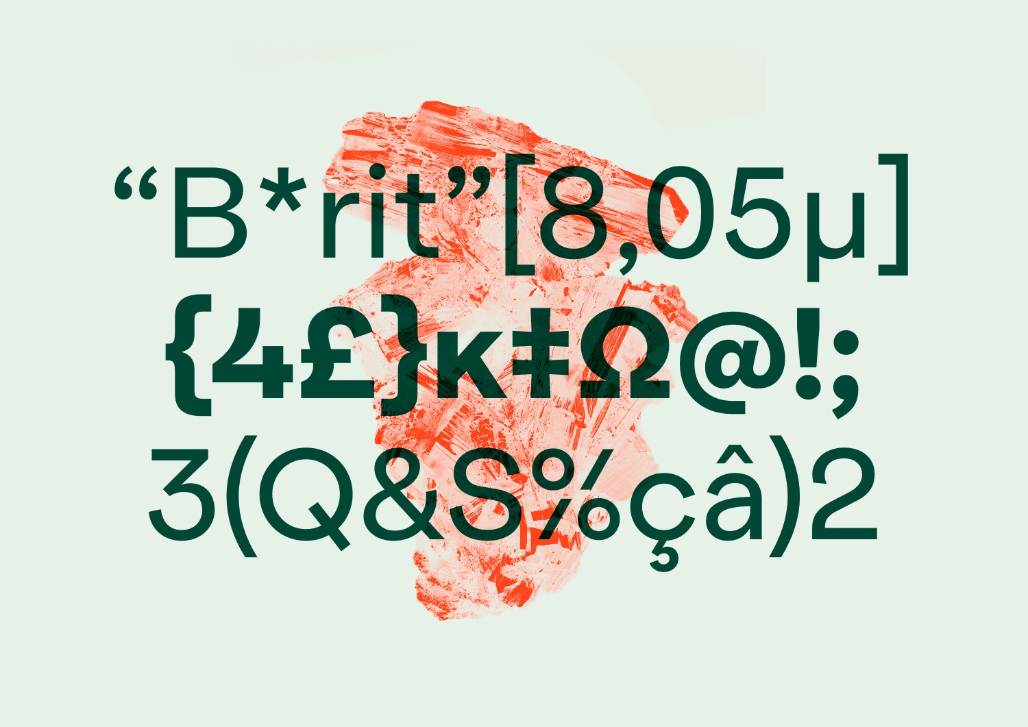“B*rit”[8,05µ]

**{4£}κ‡Ω@!;**

3(Q&S%çâ)2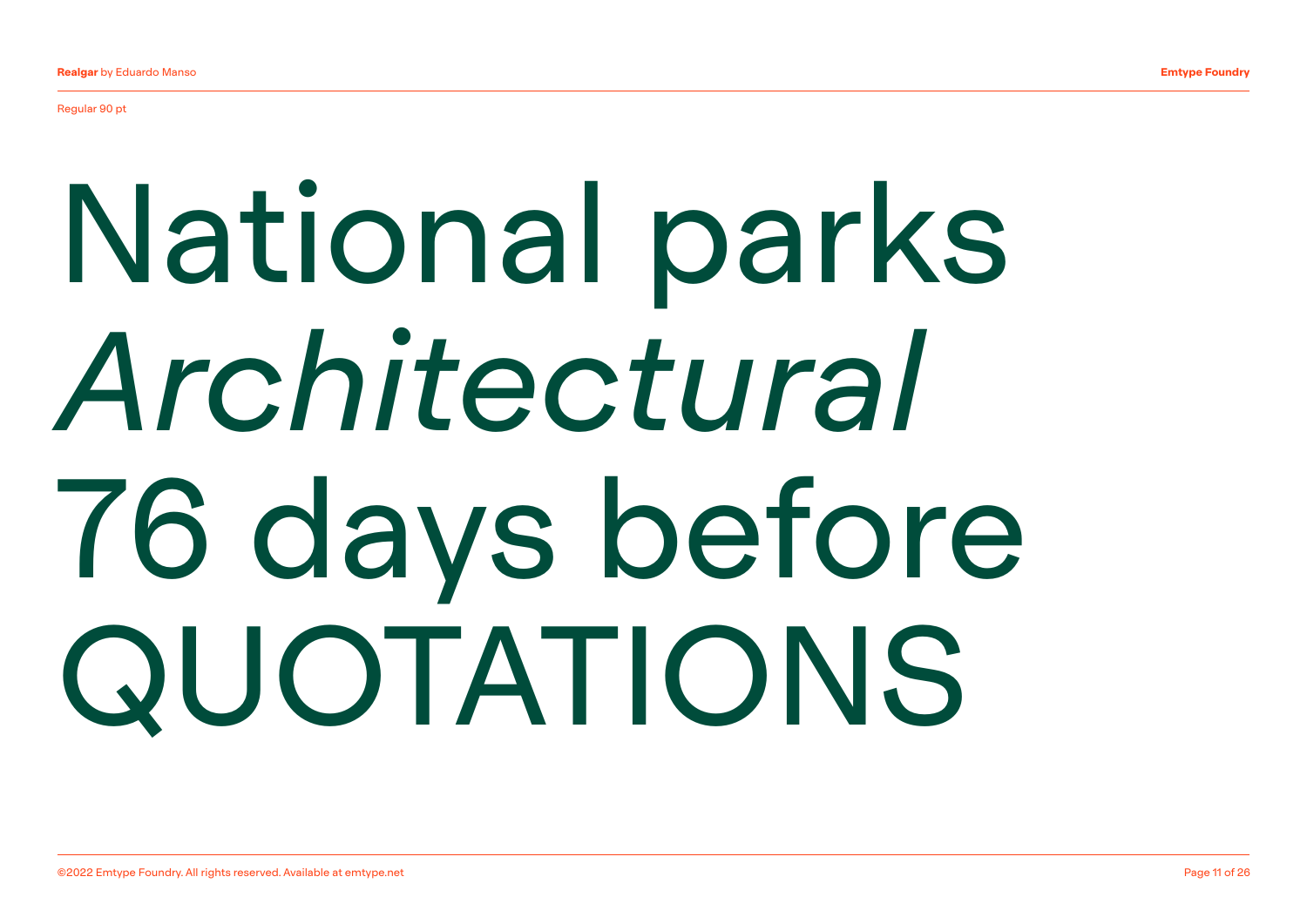Regular 90 pt

National parks

*Architectural*

76 days before

QUOTATIONS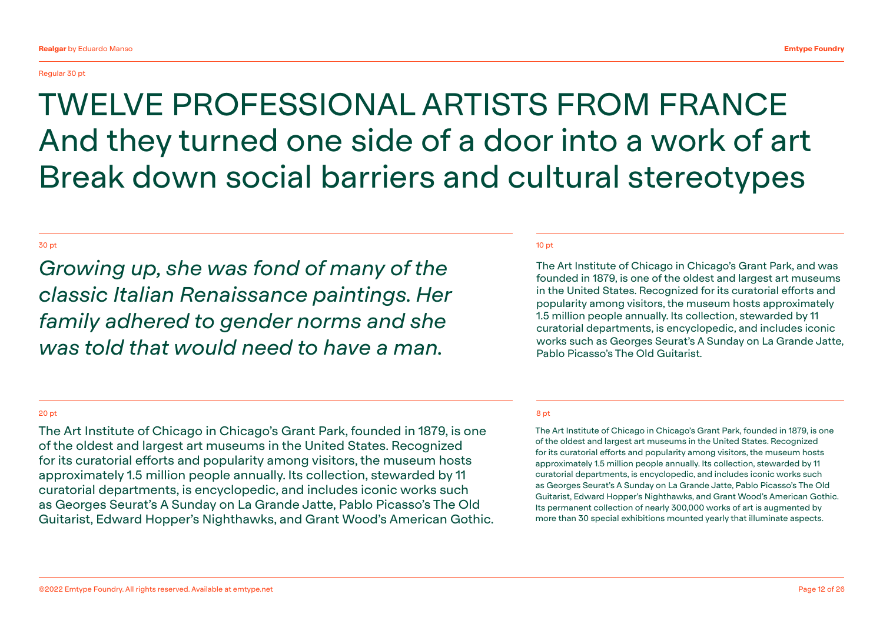Regular 30 pt

# TWELVE PROFESSIONAL ARTISTS FROM FRANCE
# And they turned one side of a door into a work of art
# Break down social barriers and cultural stereotypes

30 pt

*Growing up, she was fond of many of the classic Italian Renaissance paintings. Her family adhered to gender norms and she was told that would need to have a man.*

10 pt

The Art Institute of Chicago in Chicago's Grant Park, and was founded in 1879, is one of the oldest and largest art museums in the United States. Recognized for its curatorial efforts and popularity among visitors, the museum hosts approximately 1.5 million people annually. Its collection, stewarded by 11 curatorial departments, is encyclopedic, and includes iconic works such as Georges Seurat's A Sunday on La Grande Jatte, Pablo Picasso's The Old Guitarist.

20 pt

The Art Institute of Chicago in Chicago's Grant Park, founded in 1879, is one of the oldest and largest art museums in the United States. Recognized for its curatorial efforts and popularity among visitors, the museum hosts approximately 1.5 million people annually. Its collection, stewarded by 11 curatorial departments, is encyclopedic, and includes iconic works such as Georges Seurat's A Sunday on La Grande Jatte, Pablo Picasso's The Old Guitarist, Edward Hopper's Nighthawks, and Grant Wood's American Gothic.

8 pt

The Art Institute of Chicago in Chicago's Grant Park, founded in 1879, is one of the oldest and largest art museums in the United States. Recognized for its curatorial efforts and popularity among visitors, the museum hosts approximately 1.5 million people annually. Its collection, stewarded by 11 curatorial departments, is encyclopedic, and includes iconic works such as Georges Seurat's A Sunday on La Grande Jatte, Pablo Picasso's The Old Guitarist, Edward Hopper's Nighthawks, and Grant Wood's American Gothic. Its permanent collection of nearly 300,000 works of art is augmented by more than 30 special exhibitions mounted yearly that illuminate aspects.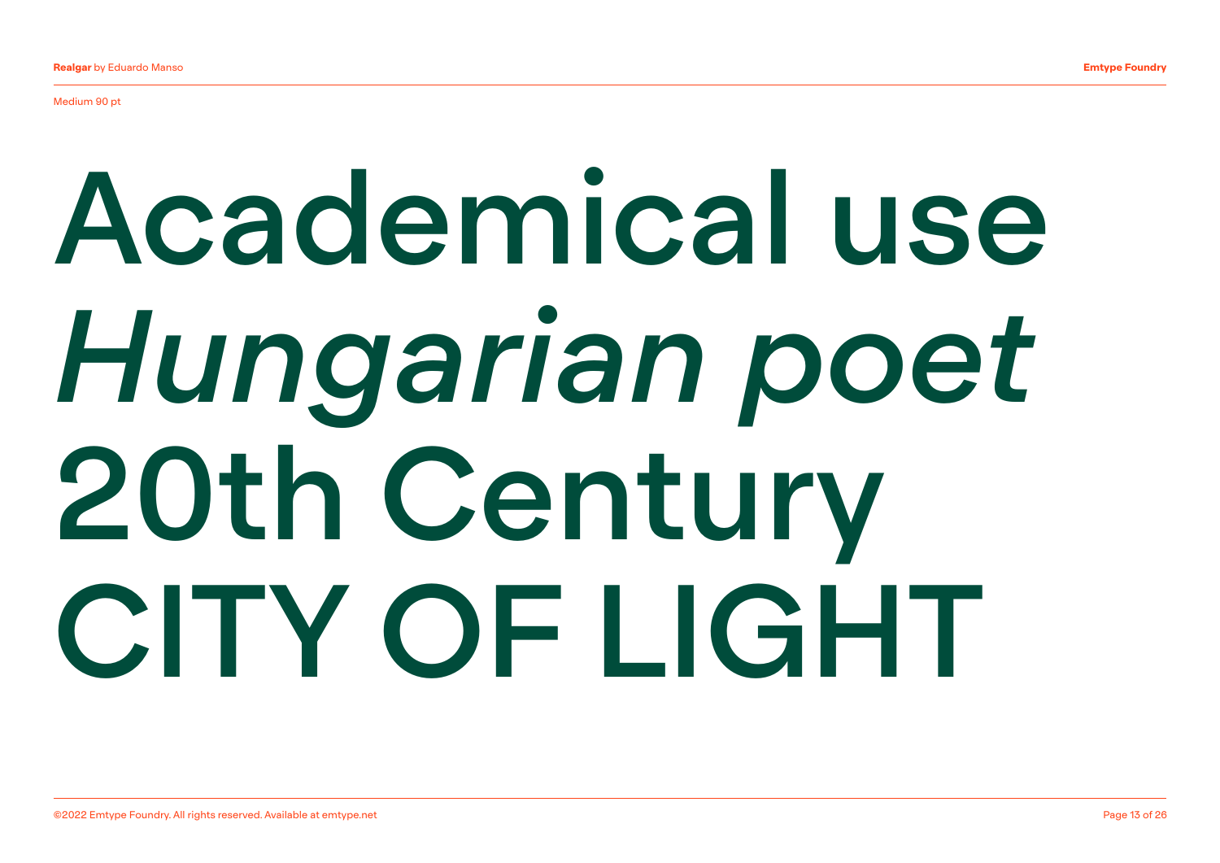Medium 90 pt

Academical use

*Hungarian poet*

20th Century

CITY OF LIGHT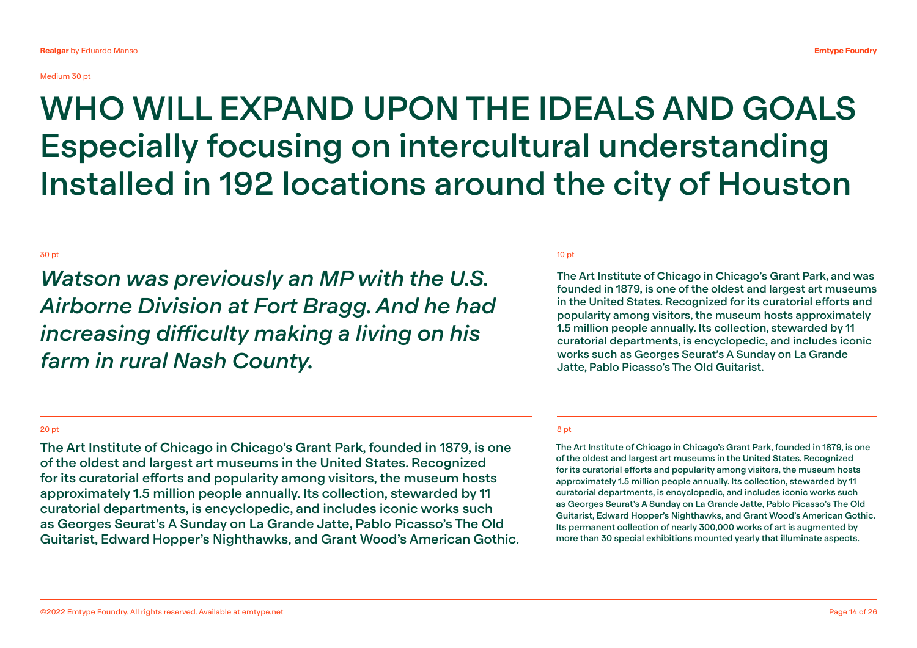Medium 30 pt

WHO WILL EXPAND UPON THE IDEALS AND GOALS
Especially focusing on intercultural understanding
Installed in 192 locations around the city of Houston

30 pt

*Watson was previously an MP with the U.S. Airborne Division at Fort Bragg. And he had increasing difficulty making a living on his farm in rural Nash County.*

10 pt

The Art Institute of Chicago in Chicago's Grant Park, and was founded in 1879, is one of the oldest and largest art museums in the United States. Recognized for its curatorial efforts and popularity among visitors, the museum hosts approximately 1.5 million people annually. Its collection, stewarded by 11 curatorial departments, is encyclopedic, and includes iconic works such as Georges Seurat's A Sunday on La Grande Jatte, Pablo Picasso's The Old Guitarist.

20 pt

The Art Institute of Chicago in Chicago's Grant Park, founded in 1879, is one of the oldest and largest art museums in the United States. Recognized for its curatorial efforts and popularity among visitors, the museum hosts approximately 1.5 million people annually. Its collection, stewarded by 11 curatorial departments, is encyclopedic, and includes iconic works such as Georges Seurat's A Sunday on La Grande Jatte, Pablo Picasso's The Old Guitarist, Edward Hopper's Nighthawks, and Grant Wood's American Gothic.

8 pt

The Art Institute of Chicago in Chicago's Grant Park, founded in 1879, is one of the oldest and largest art museums in the United States. Recognized for its curatorial efforts and popularity among visitors, the museum hosts approximately 1.5 million people annually. Its collection, stewarded by 11 curatorial departments, is encyclopedic, and includes iconic works such as Georges Seurat's A Sunday on La Grande Jatte, Pablo Picasso's The Old Guitarist, Edward Hopper's Nighthawks, and Grant Wood's American Gothic. Its permanent collection of nearly 300,000 works of art is augmented by more than 30 special exhibitions mounted yearly that illuminate aspects.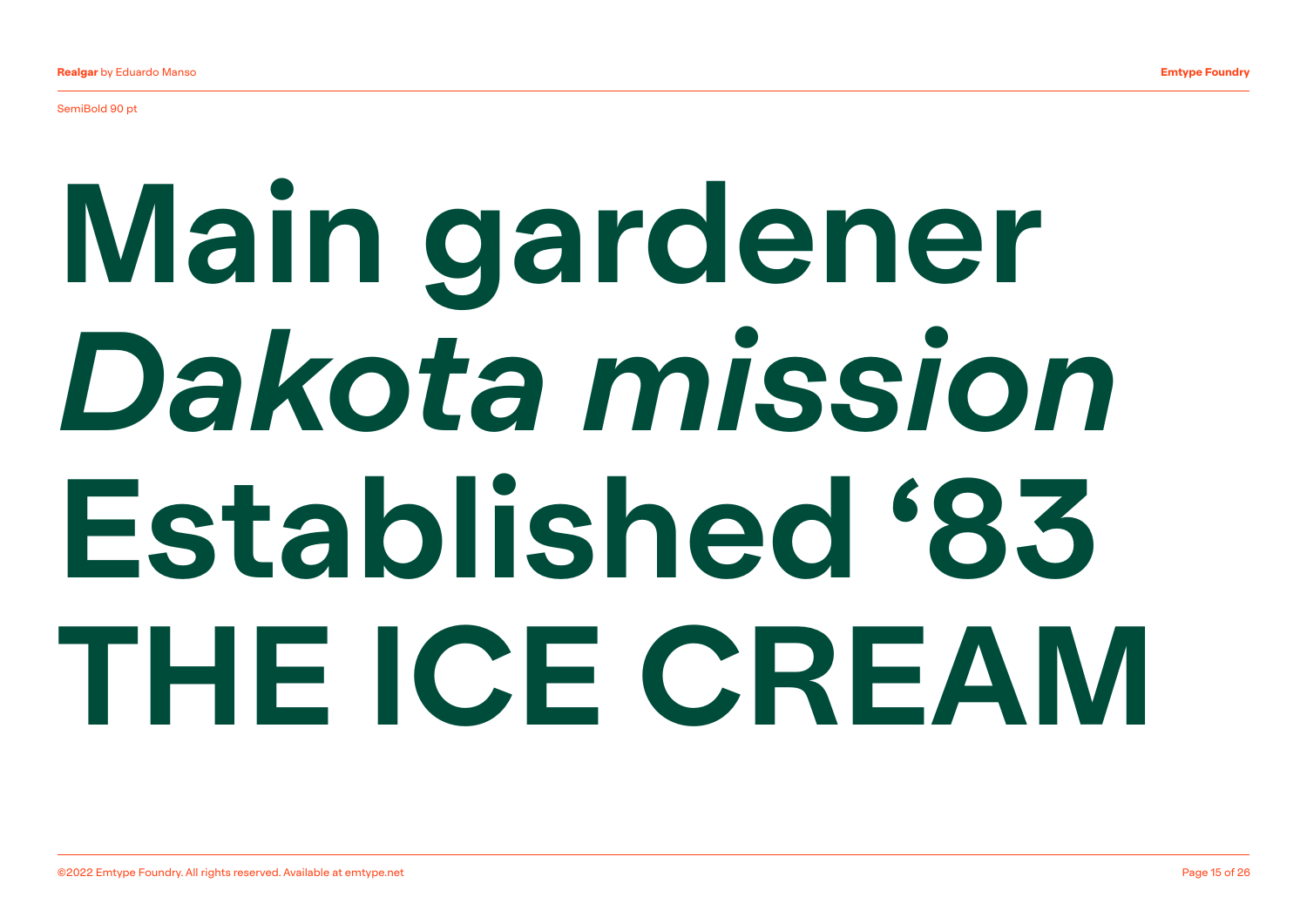SemiBold 90 pt

Main gardener
*Dakota mission*
Established ‘83
THE ICE CREAM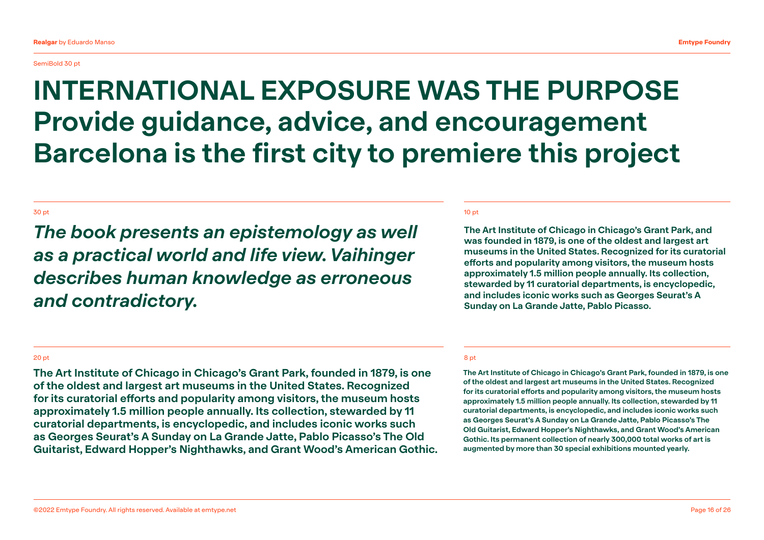SemiBold 30 pt

# INTERNATIONAL EXPOSURE WAS THE PURPOSE Provide guidance, advice, and encouragement Barcelona is the first city to premiere this project

30 pt

***The book presents an epistemology as well as a practical world and life view. Vaihinger describes human knowledge as erroneous and contradictory.***

10 pt

**The Art Institute of Chicago in Chicago's Grant Park, and was founded in 1879, is one of the oldest and largest art museums in the United States. Recognized for its curatorial efforts and popularity among visitors, the museum hosts approximately 1.5 million people annually. Its collection, stewarded by 11 curatorial departments, is encyclopedic, and includes iconic works such as Georges Seurat's A Sunday on La Grande Jatte, Pablo Picasso.**

20 pt

**The Art Institute of Chicago in Chicago's Grant Park, founded in 1879, is one of the oldest and largest art museums in the United States. Recognized for its curatorial efforts and popularity among visitors, the museum hosts approximately 1.5 million people annually. Its collection, stewarded by 11 curatorial departments, is encyclopedic, and includes iconic works such as Georges Seurat's A Sunday on La Grande Jatte, Pablo Picasso's The Old Guitarist, Edward Hopper's Nighthawks, and Grant Wood's American Gothic.**

8 pt

**The Art Institute of Chicago in Chicago's Grant Park, founded in 1879, is one of the oldest and largest art museums in the United States. Recognized for its curatorial efforts and popularity among visitors, the museum hosts approximately 1.5 million people annually. Its collection, stewarded by 11 curatorial departments, is encyclopedic, and includes iconic works such as Georges Seurat's A Sunday on La Grande Jatte, Pablo Picasso's The Old Guitarist, Edward Hopper's Nighthawks, and Grant Wood's American Gothic. Its permanent collection of nearly 300,000 total works of art is augmented by more than 30 special exhibitions mounted yearly.**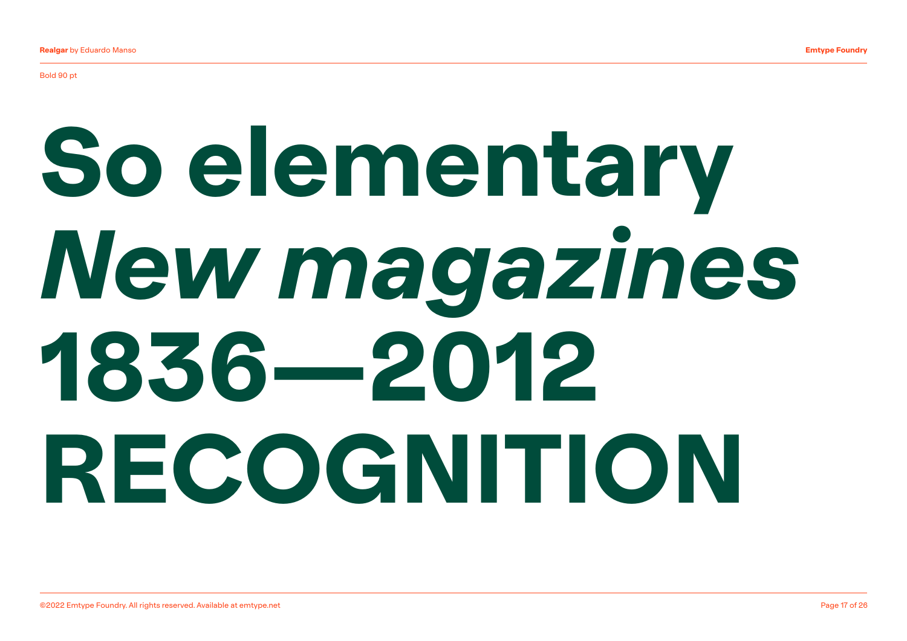Bold 90 pt

So elementary

*New magazines*

1836—2012

RECOGNITION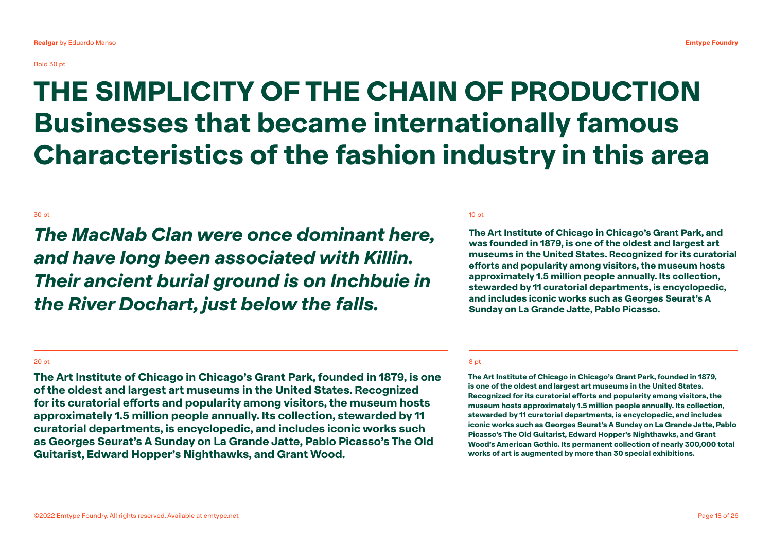Bold 30 pt

**THE SIMPLICITY OF THE CHAIN OF PRODUCTION**
**Businesses that became internationally famous**
**Characteristics of the fashion industry in this area**

30 pt

***The MacNab Clan were once dominant here, and have long been associated with Killin. Their ancient burial ground is on Inchbuie in the River Dochart, just below the falls.***

10 pt

**The Art Institute of Chicago in Chicago's Grant Park, and was founded in 1879, is one of the oldest and largest art museums in the United States. Recognized for its curatorial efforts and popularity among visitors, the museum hosts approximately 1.5 million people annually. Its collection, stewarded by 11 curatorial departments, is encyclopedic, and includes iconic works such as Georges Seurat's A Sunday on La Grande Jatte, Pablo Picasso.**

20 pt

**The Art Institute of Chicago in Chicago's Grant Park, founded in 1879, is one of the oldest and largest art museums in the United States. Recognized for its curatorial efforts and popularity among visitors, the museum hosts approximately 1.5 million people annually. Its collection, stewarded by 11 curatorial departments, is encyclopedic, and includes iconic works such as Georges Seurat's A Sunday on La Grande Jatte, Pablo Picasso's The Old Guitarist, Edward Hopper's Nighthawks, and Grant Wood.**

8 pt

**The Art Institute of Chicago in Chicago's Grant Park, founded in 1879, is one of the oldest and largest art museums in the United States. Recognized for its curatorial efforts and popularity among visitors, the museum hosts approximately 1.5 million people annually. Its collection, stewarded by 11 curatorial departments, is encyclopedic, and includes iconic works such as Georges Seurat's A Sunday on La Grande Jatte, Pablo Picasso's The Old Guitarist, Edward Hopper's Nighthawks, and Grant Wood's American Gothic. Its permanent collection of nearly 300,000 total works of art is augmented by more than 30 special exhibitions.**

©2022 Emtype Foundry. All rights reserved. Available at emtype.net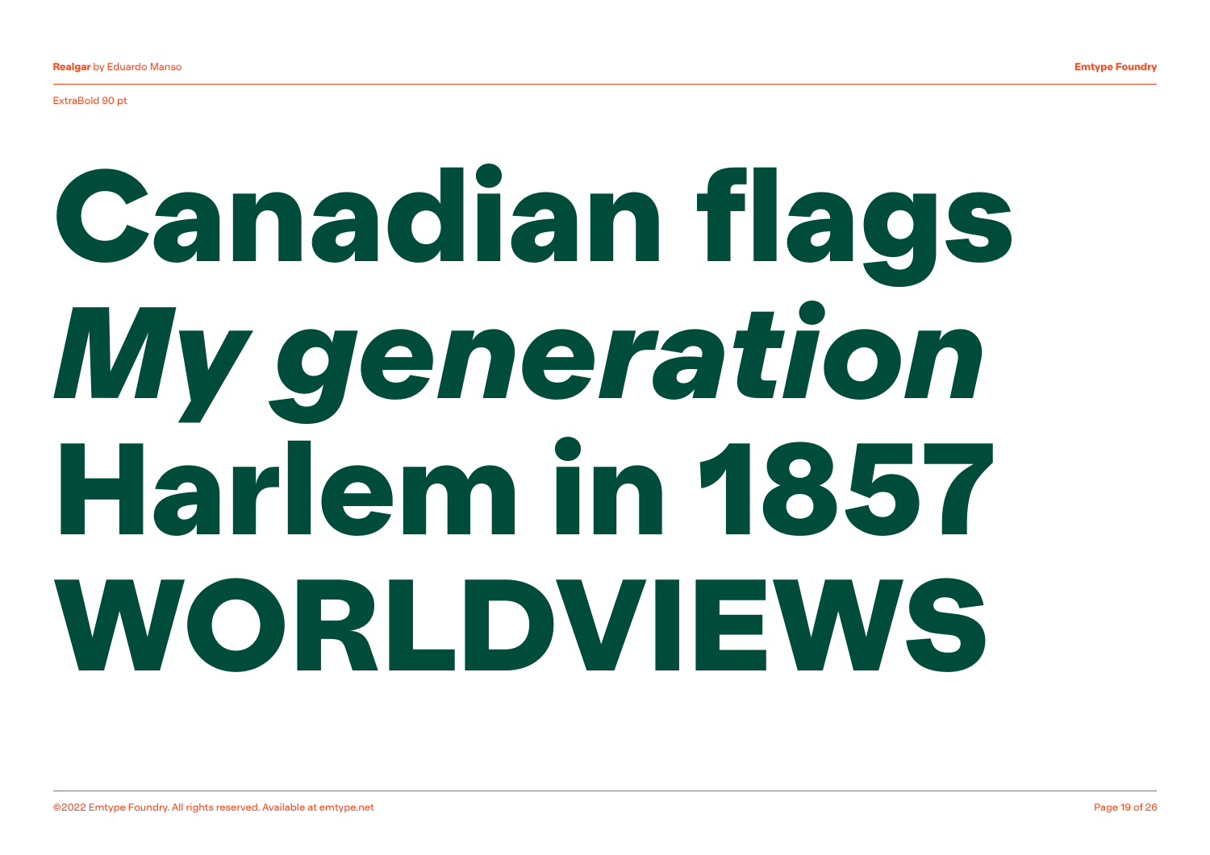ExtraBold 90 pt

**Canadian flags**

***My generation***

**Harlem in 1857**

**WORLDVIEWS**

©2022 Emtype Foundry. All rights reserved. Available at emtype.net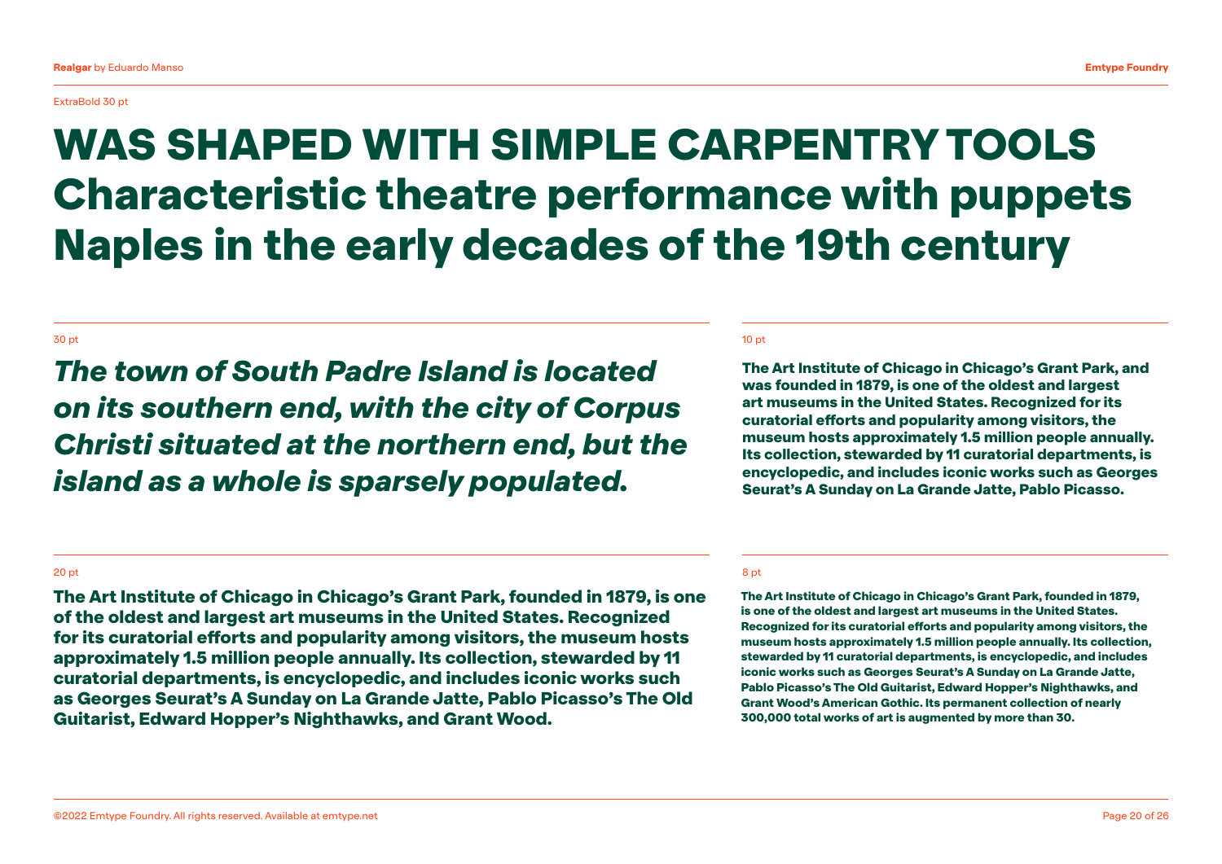ExtraBold 30 pt

# WAS SHAPED WITH SIMPLE CARPENTRY TOOLS Characteristic theatre performance with puppets Naples in the early decades of the 19th century

30 pt

***The town of South Padre Island is located on its southern end, with the city of Corpus Christi situated at the northern end, but the island as a whole is sparsely populated.***

10 pt

**The Art Institute of Chicago in Chicago's Grant Park, and was founded in 1879, is one of the oldest and largest art museums in the United States. Recognized for its curatorial efforts and popularity among visitors, the museum hosts approximately 1.5 million people annually. Its collection, stewarded by 11 curatorial departments, is encyclopedic, and includes iconic works such as Georges Seurat's A Sunday on La Grande Jatte, Pablo Picasso.**

20 pt

**The Art Institute of Chicago in Chicago's Grant Park, founded in 1879, is one of the oldest and largest art museums in the United States. Recognized for its curatorial efforts and popularity among visitors, the museum hosts approximately 1.5 million people annually. Its collection, stewarded by 11 curatorial departments, is encyclopedic, and includes iconic works such as Georges Seurat's A Sunday on La Grande Jatte, Pablo Picasso's The Old Guitarist, Edward Hopper's Nighthawks, and Grant Wood.**

8 pt

**The Art Institute of Chicago in Chicago's Grant Park, founded in 1879, is one of the oldest and largest art museums in the United States. Recognized for its curatorial efforts and popularity among visitors, the museum hosts approximately 1.5 million people annually. Its collection, stewarded by 11 curatorial departments, is encyclopedic, and includes iconic works such as Georges Seurat's A Sunday on La Grande Jatte, Pablo Picasso's The Old Guitarist, Edward Hopper's Nighthawks, and Grant Wood's American Gothic. Its permanent collection of nearly 300,000 total works of art is augmented by more than 30.**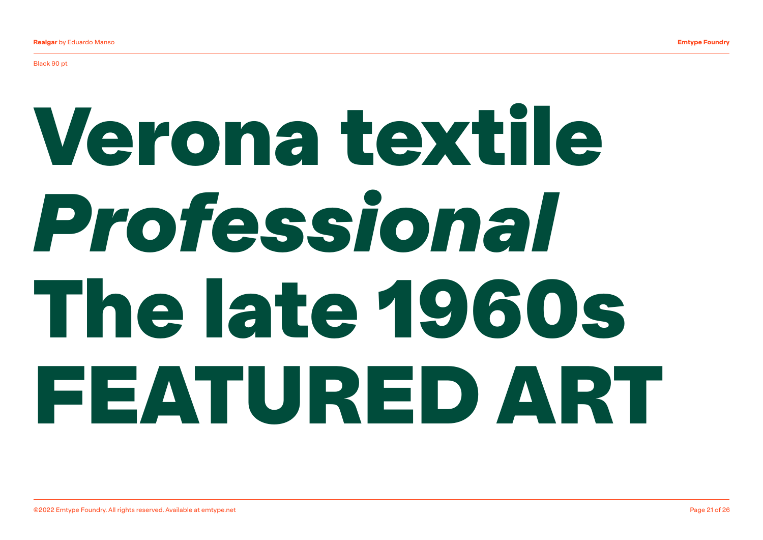Black 90 pt

# Verona textile

# *Professional*

# The late 1960s

# FEATURED ART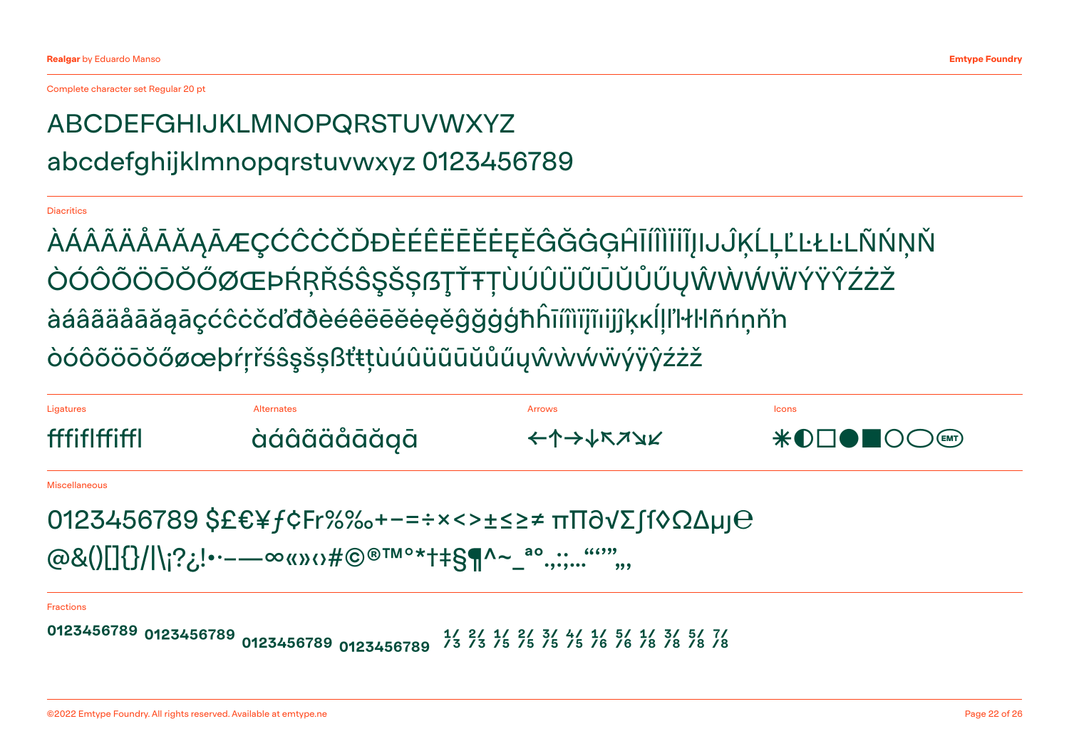Complete character set Regular 20 pt

ABCDEFGHIJKLMNOPQRSTUVWXYZ
abcdefghijklmnopqrstuvwxyz 0123456789

Diacritics

ÀÁÂÃÄÅĀĂĄǞÆÇĆĈĊČĎĐÈÉÊËĒĔĖĘĚĜĞĠĢĤĪÍÎÌÏĨĮIJĴĶĹĻĽĿŁĿÑŃŅŇ
ÒÓÔÕÖŌŎŐØŒÞŔŖŘŚŜŞŠȘẞŢŤŦȚÙÚÛÜŨŪŬŮŰŲŴẀẂẄÝŸŶŹŻŽ
àáâãäåāăąǟçćĉċčďđðèéêëēĕėęěĝğġģħĥīíîìïĩįıijĵķĸĺļľŀłŀñńņňŉ
òóôõöōŏőøœþŕŗřśŝşšșßťŧțùúûüũūŭůűųŵẁẃẅýÿŷźżž

Ligatures

ﬀﬁﬂﬃﬄ

Alternates

àáâãäåāăąā

Arrows

←↑→↓↖↗↘↙

Icons

✳◐□●■○⬭EMT

Miscellaneous

0123456789 $£€¥ƒ¢Fr%‰+−=÷×<>±≤≥≠ π∏∂√∑∫f◊ΩΔµȷ℮
@&()[]{}/|\¡?¿!•·–—∞«»‹›#©®™°*†‡§¶^~_ªº.,:;…“‘’”„‚

Fractions

0123456789 0123456789 0123456789 0123456789 ⅓ ⅔ ⅕ ⅖ ⅗ ⅘ ⅙ ⅚ ⅛ ⅜ ⅝ ⅞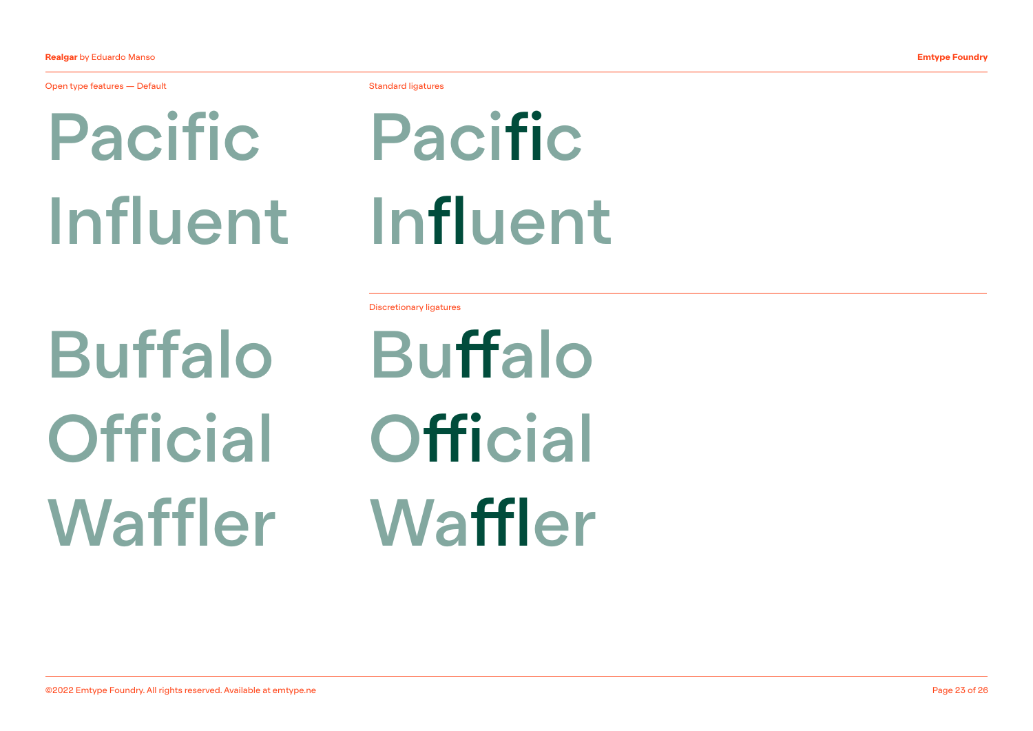Open type features — Default

Pacific

Influent

Buffalo

Official

Waffler

Standard ligatures

Pacific

Influent

Discretionary ligatures

Buffalo

Official

Waffler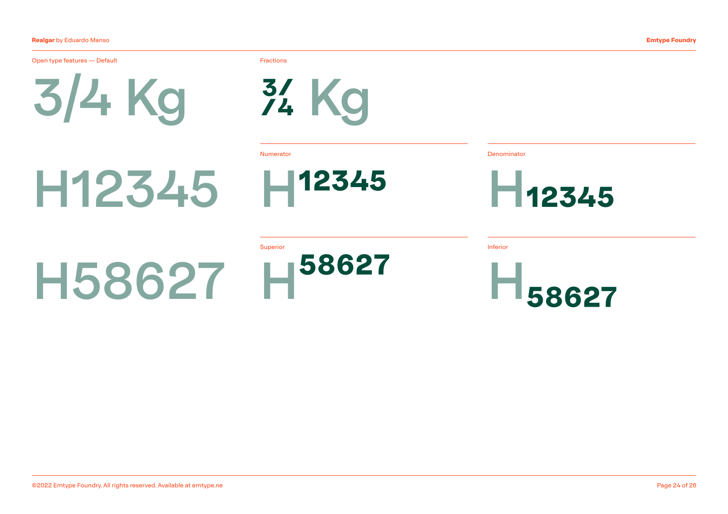Open type features — Default

3/4 Kg

H12345

H58627

Fractions

¾ Kg

Numerator

$H^{12345}$

Denominator

$H_{12345}$

Superior

$H^{58627}$

Inferior

$H_{58627}$

©2022 Emtype Foundry. All rights reserved. Available at emtype.ne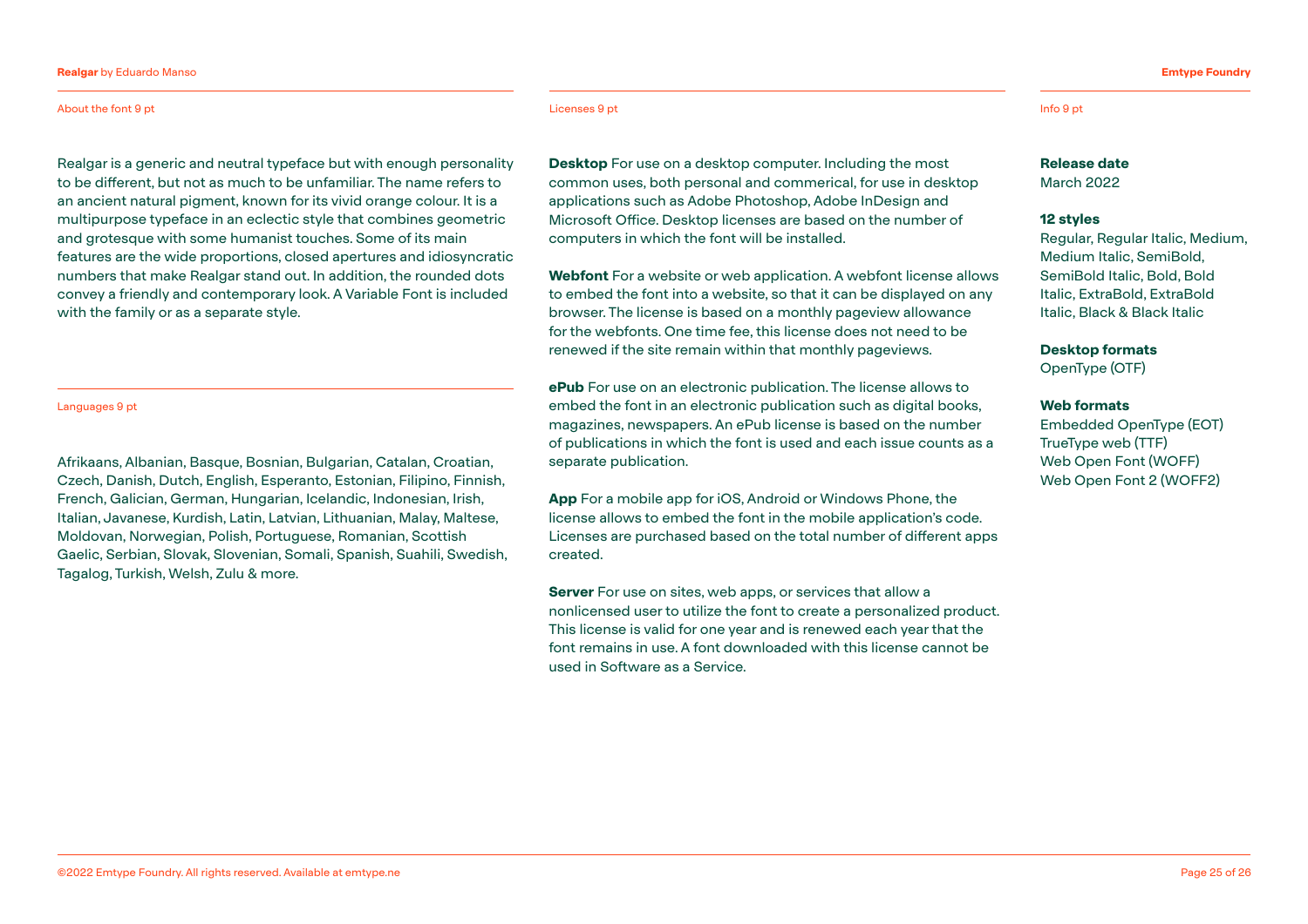About the font 9 pt

Realgar is a generic and neutral typeface but with enough personality to be different, but not as much to be unfamiliar. The name refers to an ancient natural pigment, known for its vivid orange colour. It is a multipurpose typeface in an eclectic style that combines geometric and grotesque with some humanist touches. Some of its main features are the wide proportions, closed apertures and idiosyncratic numbers that make Realgar stand out. In addition, the rounded dots convey a friendly and contemporary look. A Variable Font is included with the family or as a separate style.

Languages 9 pt

Afrikaans, Albanian, Basque, Bosnian, Bulgarian, Catalan, Croatian, Czech, Danish, Dutch, English, Esperanto, Estonian, Filipino, Finnish, French, Galician, German, Hungarian, Icelandic, Indonesian, Irish, Italian, Javanese, Kurdish, Latin, Latvian, Lithuanian, Malay, Maltese, Moldovan, Norwegian, Polish, Portuguese, Romanian, Scottish Gaelic, Serbian, Slovak, Slovenian, Somali, Spanish, Suahili, Swedish, Tagalog, Turkish, Welsh, Zulu & more.

Licenses 9 pt

**Desktop** For use on a desktop computer. Including the most common uses, both personal and commerical, for use in desktop applications such as Adobe Photoshop, Adobe InDesign and Microsoft Office. Desktop licenses are based on the number of computers in which the font will be installed.

**Webfont** For a website or web application. A webfont license allows to embed the font into a website, so that it can be displayed on any browser. The license is based on a monthly pageview allowance for the webfonts. One time fee, this license does not need to be renewed if the site remain within that monthly pageviews.

**ePub** For use on an electronic publication. The license allows to embed the font in an electronic publication such as digital books, magazines, newspapers. An ePub license is based on the number of publications in which the font is used and each issue counts as a separate publication.

**App** For a mobile app for iOS, Android or Windows Phone, the license allows to embed the font in the mobile application's code. Licenses are purchased based on the total number of different apps created.

**Server** For use on sites, web apps, or services that allow a nonlicensed user to utilize the font to create a personalized product. This license is valid for one year and is renewed each year that the font remains in use. A font downloaded with this license cannot be used in Software as a Service.

Info 9 pt

**Release date**
March 2022

**12 styles**
Regular, Regular Italic, Medium, Medium Italic, SemiBold, SemiBold Italic, Bold, Bold Italic, ExtraBold, ExtraBold Italic, Black & Black Italic

**Desktop formats**
OpenType (OTF)

**Web formats**
Embedded OpenType (EOT)
TrueType web (TTF)
Web Open Font (WOFF)
Web Open Font 2 (WOFF2)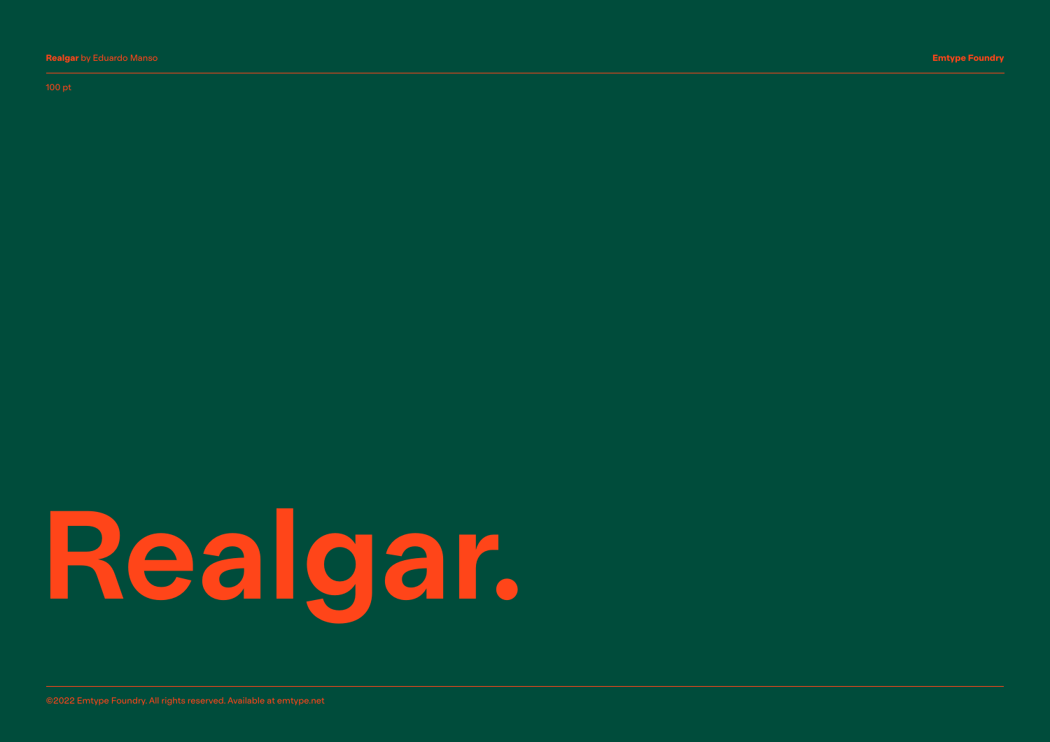**Realgar** by Eduardo Manso

**Emtype Foundry**

100 pt

# Realgar.

©2022 Emtype Foundry. All rights reserved. Available at emtype.net